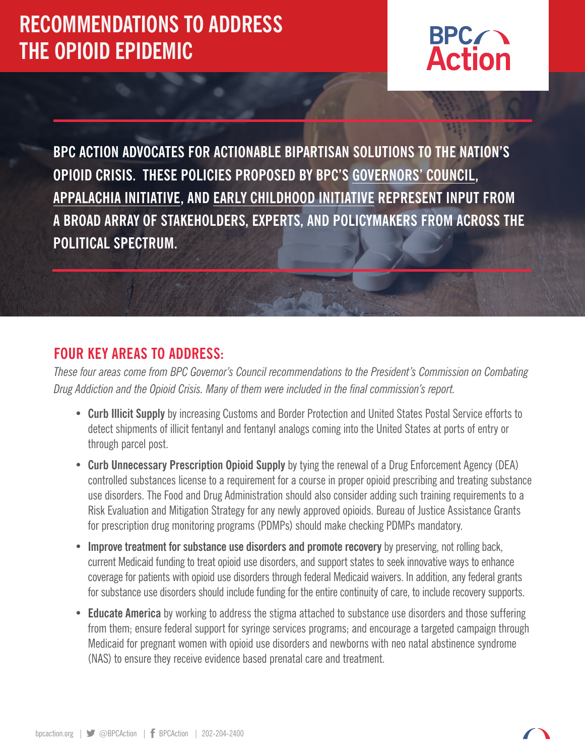# RECOMMENDATIONS TO ADDRESS THE OPIOID EPIDEMIC

BPC Action

**BPC ACTION ADVOCATES FOR ACTIONABLE BIPARTISAN SOLUTIONS TO THE NATION'S OPIOID CRISIS. THESE POLICIES PROPOSED BY BPC'S GOVERNORS' COUNCIL, APPALACHIA INITIATIVE, AND EARLY CHILDHOOD INITIATIVE REPRESENT INPUT FROM A BROAD ARRAY OF STAKEHOLDERS, EXPERTS, AND POLICYMAKERS FROM ACROSS THE POLITICAL SPECTRUM.**

## FOUR KEY AREAS TO ADDRESS:

*These four areas come from BPC Governor's Council recommendations to the President's Commission on Combating Drug Addiction and the Opioid Crisis. Many of them were included in the final commission's report.*

- **Curb Illicit Supply** by increasing Customs and Border Protection and United States Postal Service efforts to detect shipments of illicit fentanyl and fentanyl analogs coming into the United States at ports of entry or through parcel post.
- **Curb Unnecessary Prescription Opioid Supply** by tying the renewal of a Drug Enforcement Agency (DEA) controlled substances license to a requirement for a course in proper opioid prescribing and treating substance use disorders. The Food and Drug Administration should also consider adding such training requirements to a Risk Evaluation and Mitigation Strategy for any newly approved opioids. Bureau of Justice Assistance Grants for prescription drug monitoring programs (PDMPs) should make checking PDMPs mandatory.
- **Improve treatment for substance use disorders and promote recovery** by preserving, not rolling back, current Medicaid funding to treat opioid use disorders, and support states to seek innovative ways to enhance coverage for patients with opioid use disorders through federal Medicaid waivers. In addition, any federal grants for substance use disorders should include funding for the entire continuity of care, to include recovery supports.
- **Educate America** by working to address the stigma attached to substance use disorders and those suffering from them; ensure federal support for syringe services programs; and encourage a targeted campaign through Medicaid for pregnant women with opioid use disorders and newborns with neo natal abstinence syndrome (NAS) to ensure they receive evidence based prenatal care and treatment.

bpcaction.org | @BPCAction | BPCAction | 202-204-2400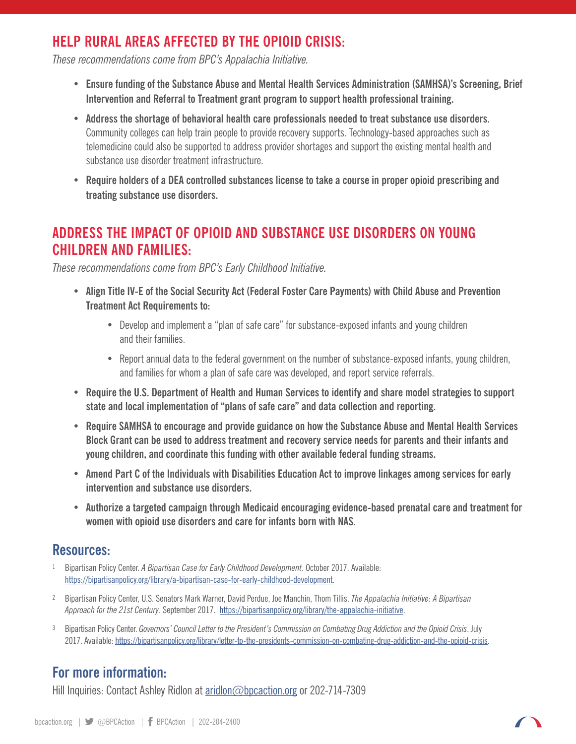## HELP RURAL AREAS AFFECTED BY THE OPIOID CRISIS:

*These recommendations come from BPC's Appalachia Initiative.*

- **Ensure funding of the Substance Abuse and Mental Health Services Administration (SAMHSA)'s Screening, Brief Intervention and Referral to Treatment grant program to support health professional training.**
- **Address the shortage of behavioral health care professionals needed to treat substance use disorders.** Community colleges can help train people to provide recovery supports. Technology-based approaches such as telemedicine could also be supported to address provider shortages and support the existing mental health and substance use disorder treatment infrastructure.
- **Require holders of a DEA controlled substances license to take a course in proper opioid prescribing and treating substance use disorders.**

## ADDRESS THE IMPACT OF OPIOID AND SUBSTANCE USE DISORDERS ON YOUNG CHILDREN AND FAMILIES:

*These recommendations come from BPC's Early Childhood Initiative.*

- **Align Title IV-E of the Social Security Act (Federal Foster Care Payments) with Child Abuse and Prevention Treatment Act Requirements to:**
  - Develop and implement a "plan of safe care" for substance-exposed infants and young children and their families.
  - Report annual data to the federal government on the number of substance-exposed infants, young children, and families for whom a plan of safe care was developed, and report service referrals.
- **Require the U.S. Department of Health and Human Services to identify and share model strategies to support state and local implementation of "plans of safe care" and data collection and reporting.**
- **Require SAMHSA to encourage and provide guidance on how the Substance Abuse and Mental Health Services Block Grant can be used to address treatment and recovery service needs for parents and their infants and young children, and coordinate this funding with other available federal funding streams.**
- **Amend Part C of the Individuals with Disabilities Education Act to improve linkages among services for early intervention and substance use disorders.**
- **Authorize a targeted campaign through Medicaid encouraging evidence-based prenatal care and treatment for women with opioid use disorders and care for infants born with NAS.**

## Resources:

1. Bipartisan Policy Center. *A Bipartisan Case for Early Childhood Development*. October 2017. Available: https://bipartisanpolicy.org/library/a-bipartisan-case-for-early-childhood-development.
2. Bipartisan Policy Center, U.S. Senators Mark Warner, David Perdue, Joe Manchin, Thom Tillis. *The Appalachia Initiative: A Bipartisan Approach for the 21st Century*. September 2017. https://bipartisanpolicy.org/library/the-appalachia-initiative.
3. Bipartisan Policy Center. *Governors' Council Letter to the President's Commission on Combating Drug Addiction and the Opioid Crisis*. July 2017. Available: https://bipartisanpolicy.org/library/letter-to-the-presidents-commission-on-combating-drug-addiction-and-the-opioid-crisis.

## For more information:

Hill Inquiries: Contact Ashley Ridlon at aridlon@bpcaction.org or 202-714-7309